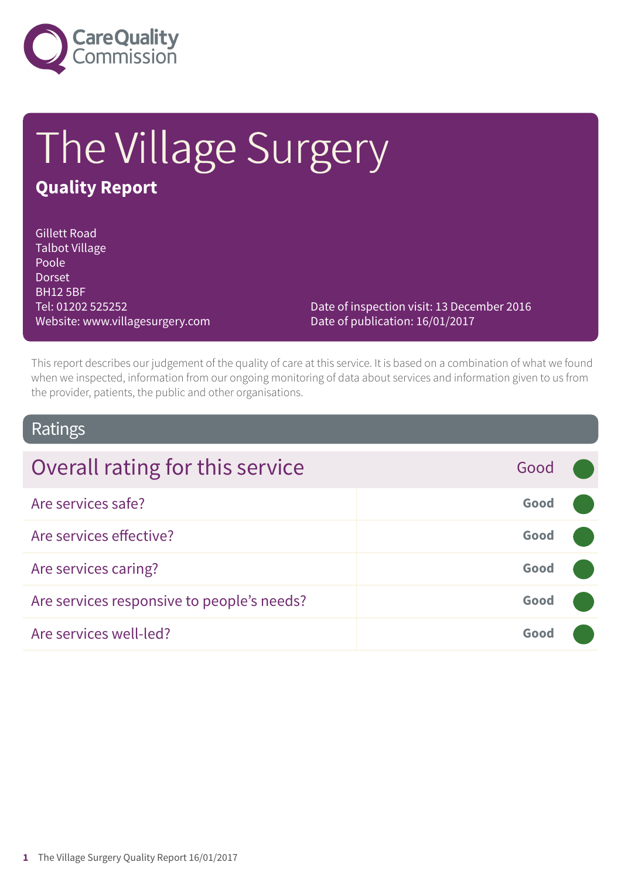# The Village Surgery

## Quality Report

Gillett Road
Talbot Village
Poole
Dorset
BH12 5BF
Tel: 01202 525252
Website: www.villagesurgery.com

Date of inspection visit: 13 December 2016
Date of publication: 16/01/2017

This report describes our judgement of the quality of care at this service. It is based on a combination of what we found when we inspected, information from our ongoing monitoring of data about services and information given to us from the provider, patients, the public and other organisations.

## Ratings

| Overall rating for this service | Good |
| --- | --- |
| Are services safe? | **Good** |
| Are services effective? | **Good** |
| Are services caring? | **Good** |
| Are services responsive to people's needs? | **Good** |
| Are services well-led? | **Good** |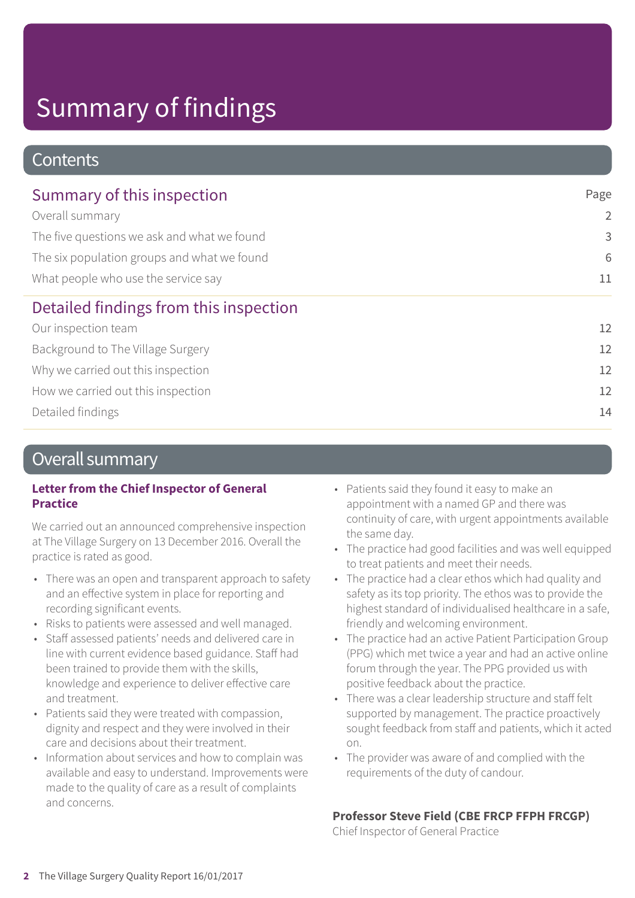# Summary of findings

## Contents

| Summary of this inspection | Page |
| --- | --- |
| Overall summary | 2 |
| The five questions we ask and what we found | 3 |
| The six population groups and what we found | 6 |
| What people who use the service say | 11 |
| **Detailed findings from this inspection** | |
| Our inspection team | 12 |
| Background to The Village Surgery | 12 |
| Why we carried out this inspection | 12 |
| How we carried out this inspection | 12 |
| Detailed findings | 14 |

## Overall summary

**Letter from the Chief Inspector of General Practice**

We carried out an announced comprehensive inspection at The Village Surgery on 13 December 2016. Overall the practice is rated as good.

- There was an open and transparent approach to safety and an effective system in place for reporting and recording significant events.
- Risks to patients were assessed and well managed.
- Staff assessed patients' needs and delivered care in line with current evidence based guidance. Staff had been trained to provide them with the skills, knowledge and experience to deliver effective care and treatment.
- Patients said they were treated with compassion, dignity and respect and they were involved in their care and decisions about their treatment.
- Information about services and how to complain was available and easy to understand. Improvements were made to the quality of care as a result of complaints and concerns.
- Patients said they found it easy to make an appointment with a named GP and there was continuity of care, with urgent appointments available the same day.
- The practice had good facilities and was well equipped to treat patients and meet their needs.
- The practice had a clear ethos which had quality and safety as its top priority. The ethos was to provide the highest standard of individualised healthcare in a safe, friendly and welcoming environment.
- The practice had an active Patient Participation Group (PPG) which met twice a year and had an active online forum through the year. The PPG provided us with positive feedback about the practice.
- There was a clear leadership structure and staff felt supported by management. The practice proactively sought feedback from staff and patients, which it acted on.
- The provider was aware of and complied with the requirements of the duty of candour.

**Professor Steve Field (CBE FRCP FFPH FRCGP)**
Chief Inspector of General Practice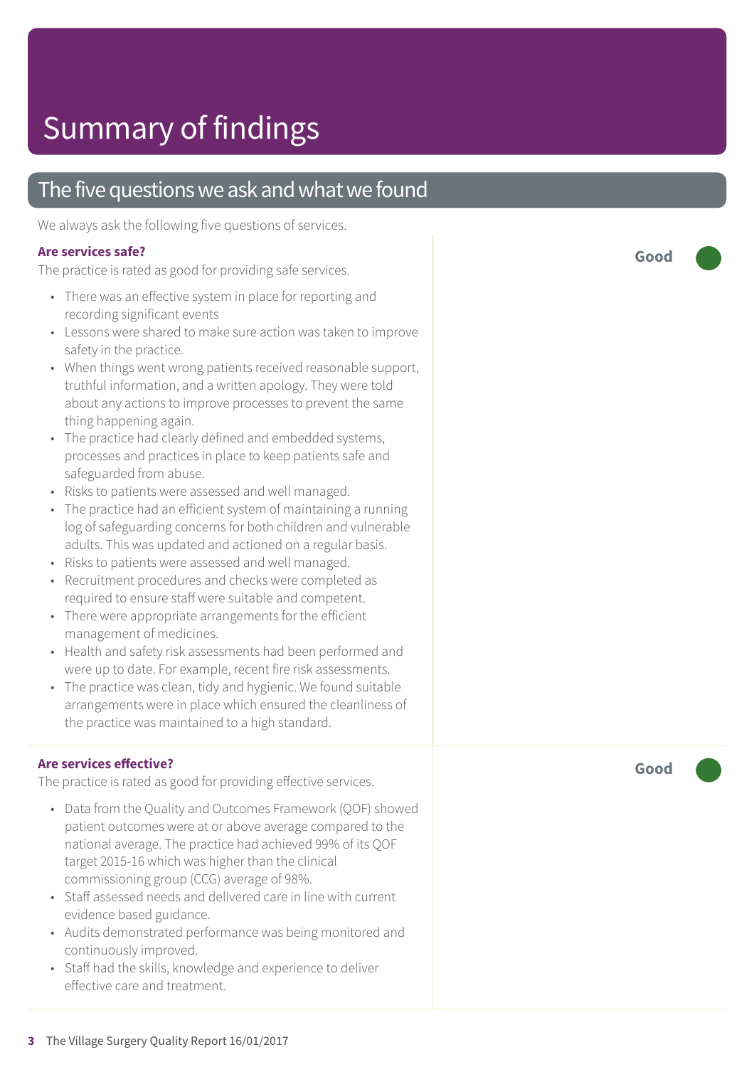# Summary of findings

## The five questions we ask and what we found

We always ask the following five questions of services.

### Are services safe?

**Good**

The practice is rated as good for providing safe services.

- There was an effective system in place for reporting and recording significant events
- Lessons were shared to make sure action was taken to improve safety in the practice.
- When things went wrong patients received reasonable support, truthful information, and a written apology. They were told about any actions to improve processes to prevent the same thing happening again.
- The practice had clearly defined and embedded systems, processes and practices in place to keep patients safe and safeguarded from abuse.
- Risks to patients were assessed and well managed.
- The practice had an efficient system of maintaining a running log of safeguarding concerns for both children and vulnerable adults. This was updated and actioned on a regular basis.
- Risks to patients were assessed and well managed.
- Recruitment procedures and checks were completed as required to ensure staff were suitable and competent.
- There were appropriate arrangements for the efficient management of medicines.
- Health and safety risk assessments had been performed and were up to date. For example, recent fire risk assessments.
- The practice was clean, tidy and hygienic. We found suitable arrangements were in place which ensured the cleanliness of the practice was maintained to a high standard.

### Are services effective?

**Good**

The practice is rated as good for providing effective services.

- Data from the Quality and Outcomes Framework (QOF) showed patient outcomes were at or above average compared to the national average. The practice had achieved 99% of its QOF target 2015-16 which was higher than the clinical commissioning group (CCG) average of 98%.
- Staff assessed needs and delivered care in line with current evidence based guidance.
- Audits demonstrated performance was being monitored and continuously improved.
- Staff had the skills, knowledge and experience to deliver effective care and treatment.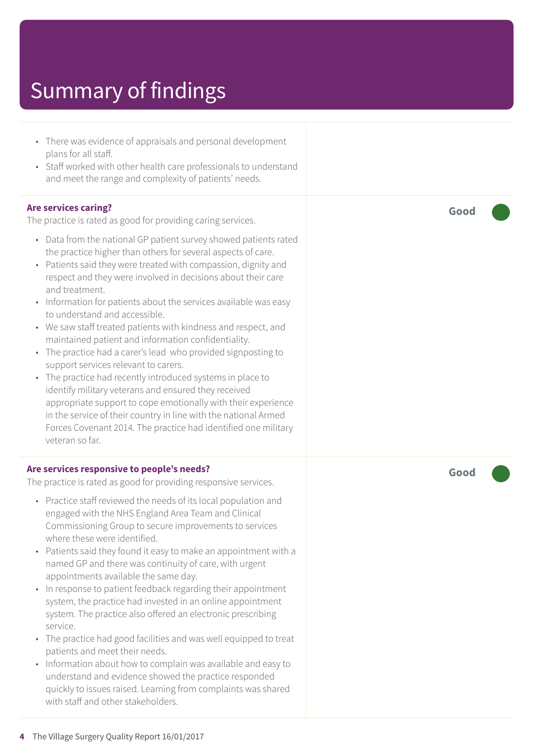# Summary of findings

- There was evidence of appraisals and personal development plans for all staff.
- Staff worked with other health care professionals to understand and meet the range and complexity of patients' needs.

**Are services caring?** — **Good**

The practice is rated as good for providing caring services.

- Data from the national GP patient survey showed patients rated the practice higher than others for several aspects of care.
- Patients said they were treated with compassion, dignity and respect and they were involved in decisions about their care and treatment.
- Information for patients about the services available was easy to understand and accessible.
- We saw staff treated patients with kindness and respect, and maintained patient and information confidentiality.
- The practice had a carer's lead who provided signposting to support services relevant to carers.
- The practice had recently introduced systems in place to identify military veterans and ensured they received appropriate support to cope emotionally with their experience in the service of their country in line with the national Armed Forces Covenant 2014. The practice had identified one military veteran so far.

**Are services responsive to people's needs?** — **Good**

The practice is rated as good for providing responsive services.

- Practice staff reviewed the needs of its local population and engaged with the NHS England Area Team and Clinical Commissioning Group to secure improvements to services where these were identified.
- Patients said they found it easy to make an appointment with a named GP and there was continuity of care, with urgent appointments available the same day.
- In response to patient feedback regarding their appointment system, the practice had invested in an online appointment system. The practice also offered an electronic prescribing service.
- The practice had good facilities and was well equipped to treat patients and meet their needs.
- Information about how to complain was available and easy to understand and evidence showed the practice responded quickly to issues raised. Learning from complaints was shared with staff and other stakeholders.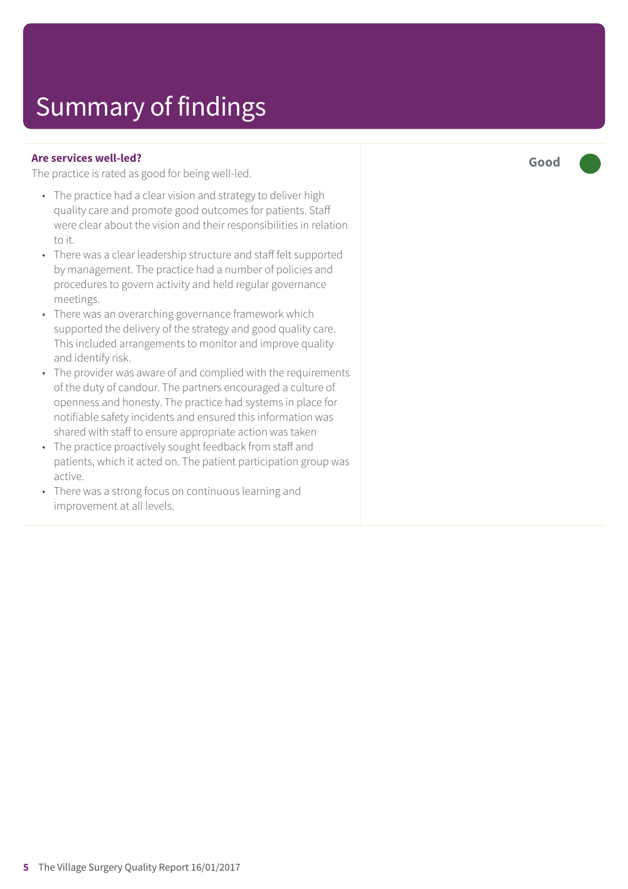# Summary of findings

**Are services well-led?**

The practice is rated as good for being well-led.

**Good**

- The practice had a clear vision and strategy to deliver high quality care and promote good outcomes for patients. Staff were clear about the vision and their responsibilities in relation to it.
- There was a clear leadership structure and staff felt supported by management. The practice had a number of policies and procedures to govern activity and held regular governance meetings.
- There was an overarching governance framework which supported the delivery of the strategy and good quality care. This included arrangements to monitor and improve quality and identify risk.
- The provider was aware of and complied with the requirements of the duty of candour. The partners encouraged a culture of openness and honesty. The practice had systems in place for notifiable safety incidents and ensured this information was shared with staff to ensure appropriate action was taken
- The practice proactively sought feedback from staff and patients, which it acted on. The patient participation group was active.
- There was a strong focus on continuous learning and improvement at all levels.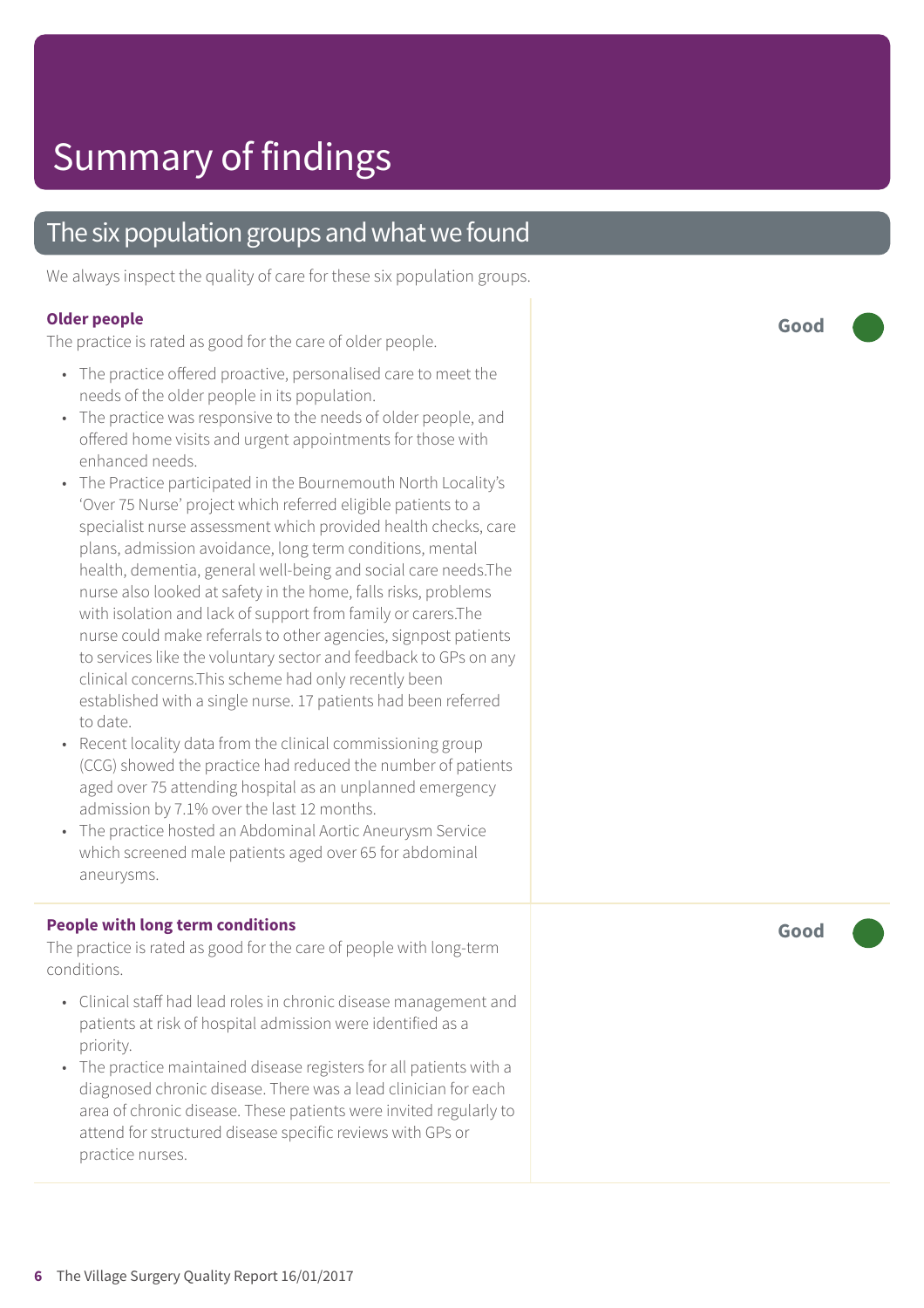# Summary of findings

## The six population groups and what we found

We always inspect the quality of care for these six population groups.

### Older people

**Good**

The practice is rated as good for the care of older people.

- The practice offered proactive, personalised care to meet the needs of the older people in its population.
- The practice was responsive to the needs of older people, and offered home visits and urgent appointments for those with enhanced needs.
- The Practice participated in the Bournemouth North Locality's 'Over 75 Nurse' project which referred eligible patients to a specialist nurse assessment which provided health checks, care plans, admission avoidance, long term conditions, mental health, dementia, general well-being and social care needs.The nurse also looked at safety in the home, falls risks, problems with isolation and lack of support from family or carers.The nurse could make referrals to other agencies, signpost patients to services like the voluntary sector and feedback to GPs on any clinical concerns.This scheme had only recently been established with a single nurse. 17 patients had been referred to date.
- Recent locality data from the clinical commissioning group (CCG) showed the practice had reduced the number of patients aged over 75 attending hospital as an unplanned emergency admission by 7.1% over the last 12 months.
- The practice hosted an Abdominal Aortic Aneurysm Service which screened male patients aged over 65 for abdominal aneurysms.

### People with long term conditions

**Good**

The practice is rated as good for the care of people with long-term conditions.

- Clinical staff had lead roles in chronic disease management and patients at risk of hospital admission were identified as a priority.
- The practice maintained disease registers for all patients with a diagnosed chronic disease. There was a lead clinician for each area of chronic disease. These patients were invited regularly to attend for structured disease specific reviews with GPs or practice nurses.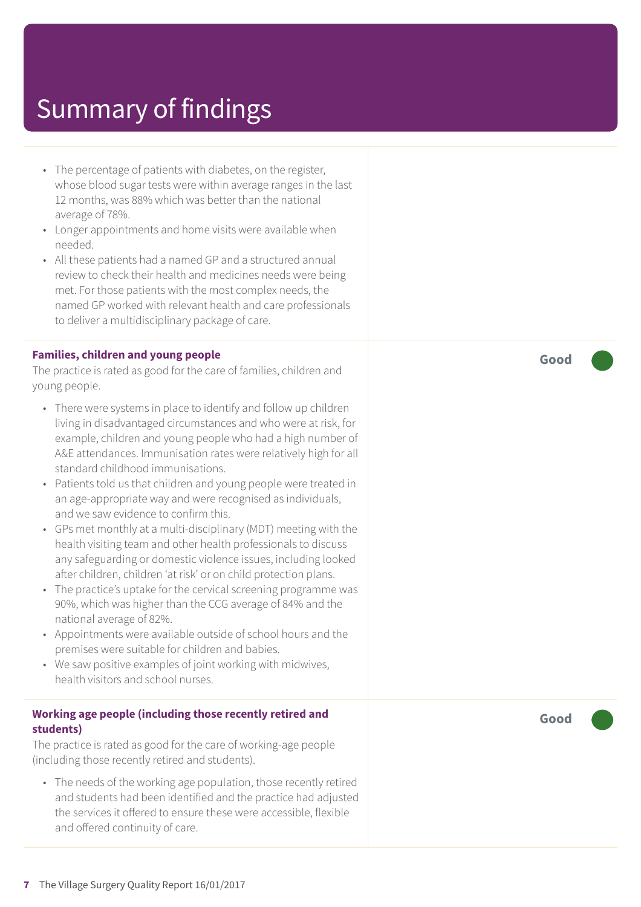# Summary of findings

- The percentage of patients with diabetes, on the register, whose blood sugar tests were within average ranges in the last 12 months, was 88% which was better than the national average of 78%.
- Longer appointments and home visits were available when needed.
- All these patients had a named GP and a structured annual review to check their health and medicines needs were being met. For those patients with the most complex needs, the named GP worked with relevant health and care professionals to deliver a multidisciplinary package of care.

**Families, children and young people** — **Good**

The practice is rated as good for the care of families, children and young people.

- There were systems in place to identify and follow up children living in disadvantaged circumstances and who were at risk, for example, children and young people who had a high number of A&E attendances. Immunisation rates were relatively high for all standard childhood immunisations.
- Patients told us that children and young people were treated in an age-appropriate way and were recognised as individuals, and we saw evidence to confirm this.
- GPs met monthly at a multi-disciplinary (MDT) meeting with the health visiting team and other health professionals to discuss any safeguarding or domestic violence issues, including looked after children, children 'at risk' or on child protection plans.
- The practice's uptake for the cervical screening programme was 90%, which was higher than the CCG average of 84% and the national average of 82%.
- Appointments were available outside of school hours and the premises were suitable for children and babies.
- We saw positive examples of joint working with midwives, health visitors and school nurses.

**Working age people (including those recently retired and students)** — **Good**

The practice is rated as good for the care of working-age people (including those recently retired and students).

- The needs of the working age population, those recently retired and students had been identified and the practice had adjusted the services it offered to ensure these were accessible, flexible and offered continuity of care.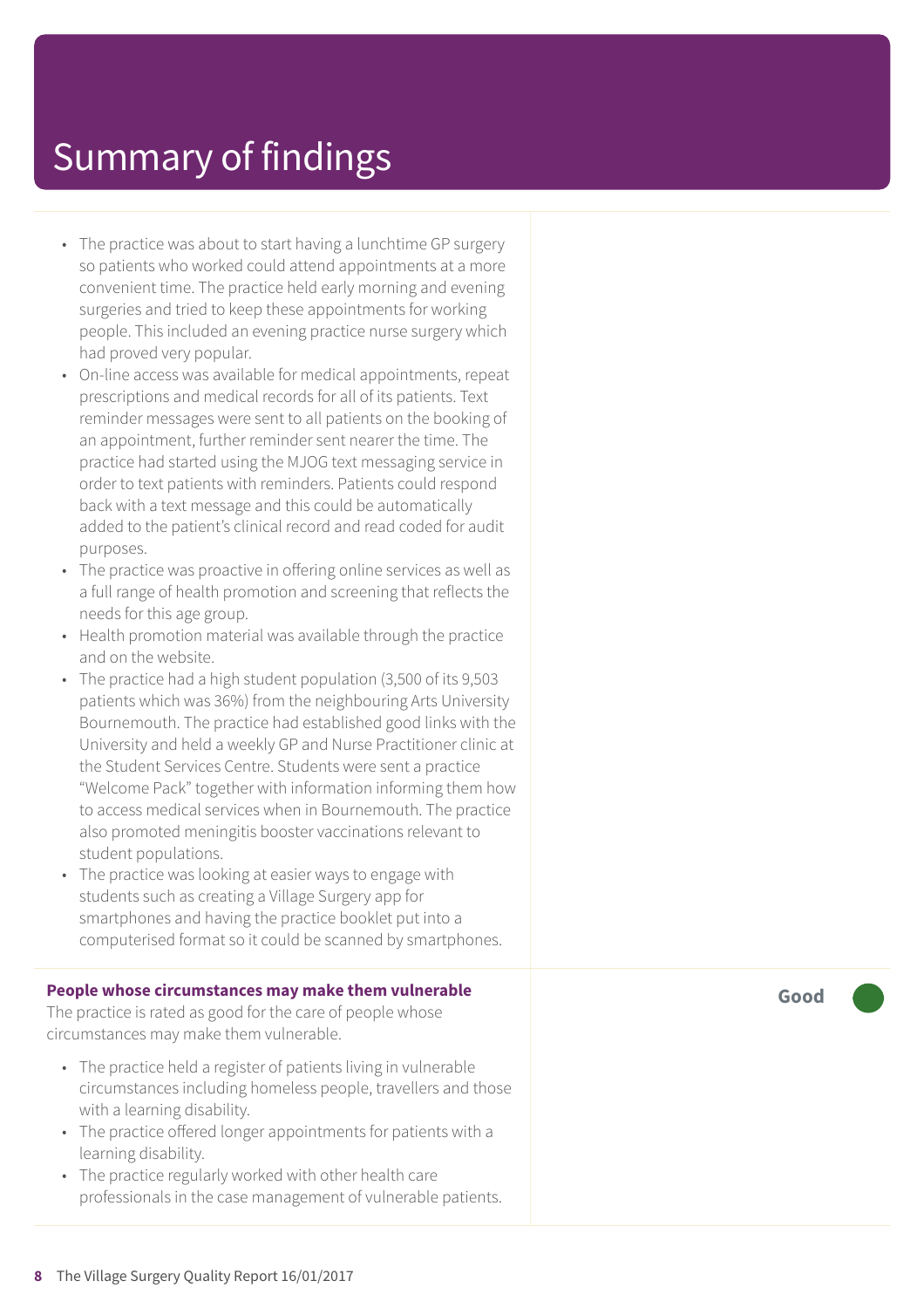# Summary of findings

- The practice was about to start having a lunchtime GP surgery so patients who worked could attend appointments at a more convenient time. The practice held early morning and evening surgeries and tried to keep these appointments for working people. This included an evening practice nurse surgery which had proved very popular.
- On-line access was available for medical appointments, repeat prescriptions and medical records for all of its patients. Text reminder messages were sent to all patients on the booking of an appointment, further reminder sent nearer the time. The practice had started using the MJOG text messaging service in order to text patients with reminders. Patients could respond back with a text message and this could be automatically added to the patient's clinical record and read coded for audit purposes.
- The practice was proactive in offering online services as well as a full range of health promotion and screening that reflects the needs for this age group.
- Health promotion material was available through the practice and on the website.
- The practice had a high student population (3,500 of its 9,503 patients which was 36%) from the neighbouring Arts University Bournemouth. The practice had established good links with the University and held a weekly GP and Nurse Practitioner clinic at the Student Services Centre. Students were sent a practice "Welcome Pack" together with information informing them how to access medical services when in Bournemouth. The practice also promoted meningitis booster vaccinations relevant to student populations.
- The practice was looking at easier ways to engage with students such as creating a Village Surgery app for smartphones and having the practice booklet put into a computerised format so it could be scanned by smartphones.

**People whose circumstances may make them vulnerable** — **Good**

The practice is rated as good for the care of people whose circumstances may make them vulnerable.

- The practice held a register of patients living in vulnerable circumstances including homeless people, travellers and those with a learning disability.
- The practice offered longer appointments for patients with a learning disability.
- The practice regularly worked with other health care professionals in the case management of vulnerable patients.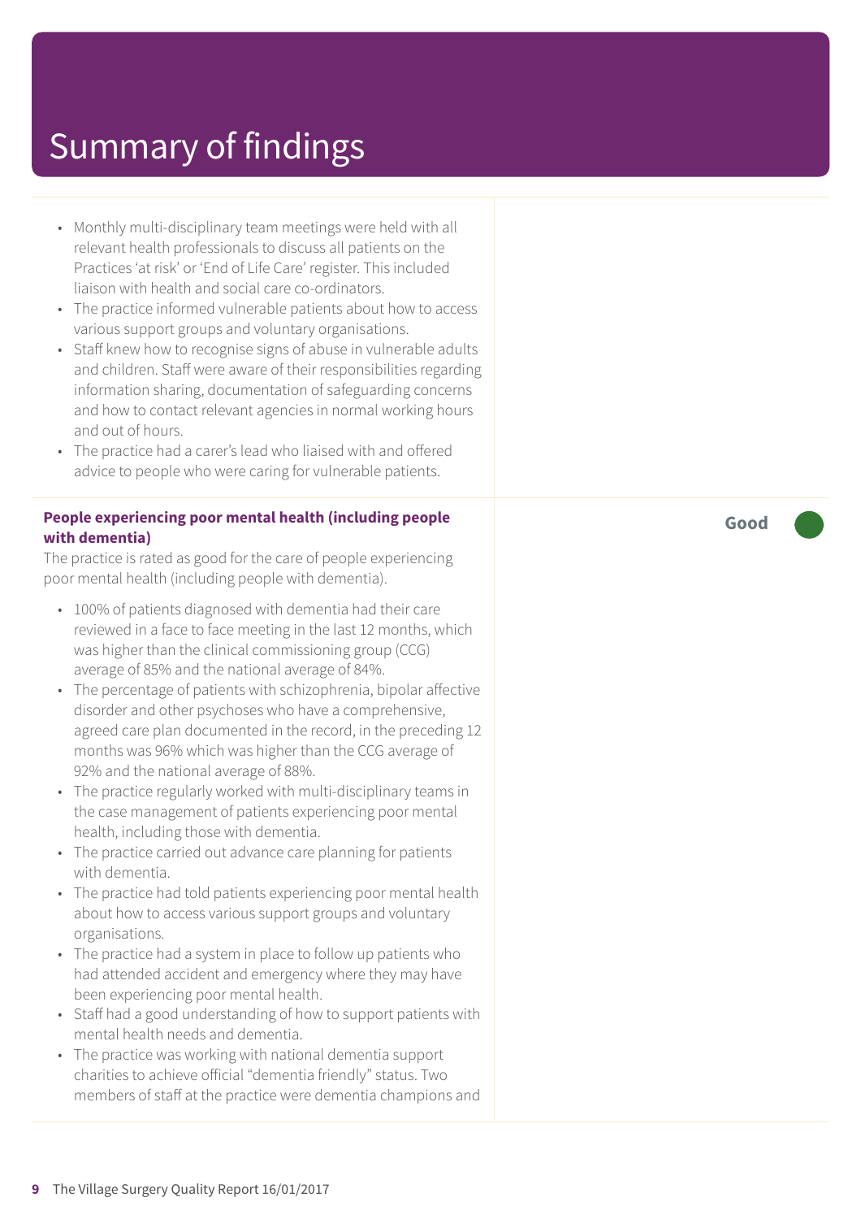# Summary of findings

- Monthly multi-disciplinary team meetings were held with all relevant health professionals to discuss all patients on the Practices 'at risk' or 'End of Life Care' register. This included liaison with health and social care co-ordinators.
- The practice informed vulnerable patients about how to access various support groups and voluntary organisations.
- Staff knew how to recognise signs of abuse in vulnerable adults and children. Staff were aware of their responsibilities regarding information sharing, documentation of safeguarding concerns and how to contact relevant agencies in normal working hours and out of hours.
- The practice had a carer's lead who liaised with and offered advice to people who were caring for vulnerable patients.

**People experiencing poor mental health (including people with dementia)** — **Good**

The practice is rated as good for the care of people experiencing poor mental health (including people with dementia).

- 100% of patients diagnosed with dementia had their care reviewed in a face to face meeting in the last 12 months, which was higher than the clinical commissioning group (CCG) average of 85% and the national average of 84%.
- The percentage of patients with schizophrenia, bipolar affective disorder and other psychoses who have a comprehensive, agreed care plan documented in the record, in the preceding 12 months was 96% which was higher than the CCG average of 92% and the national average of 88%.
- The practice regularly worked with multi-disciplinary teams in the case management of patients experiencing poor mental health, including those with dementia.
- The practice carried out advance care planning for patients with dementia.
- The practice had told patients experiencing poor mental health about how to access various support groups and voluntary organisations.
- The practice had a system in place to follow up patients who had attended accident and emergency where they may have been experiencing poor mental health.
- Staff had a good understanding of how to support patients with mental health needs and dementia.
- The practice was working with national dementia support charities to achieve official "dementia friendly" status. Two members of staff at the practice were dementia champions and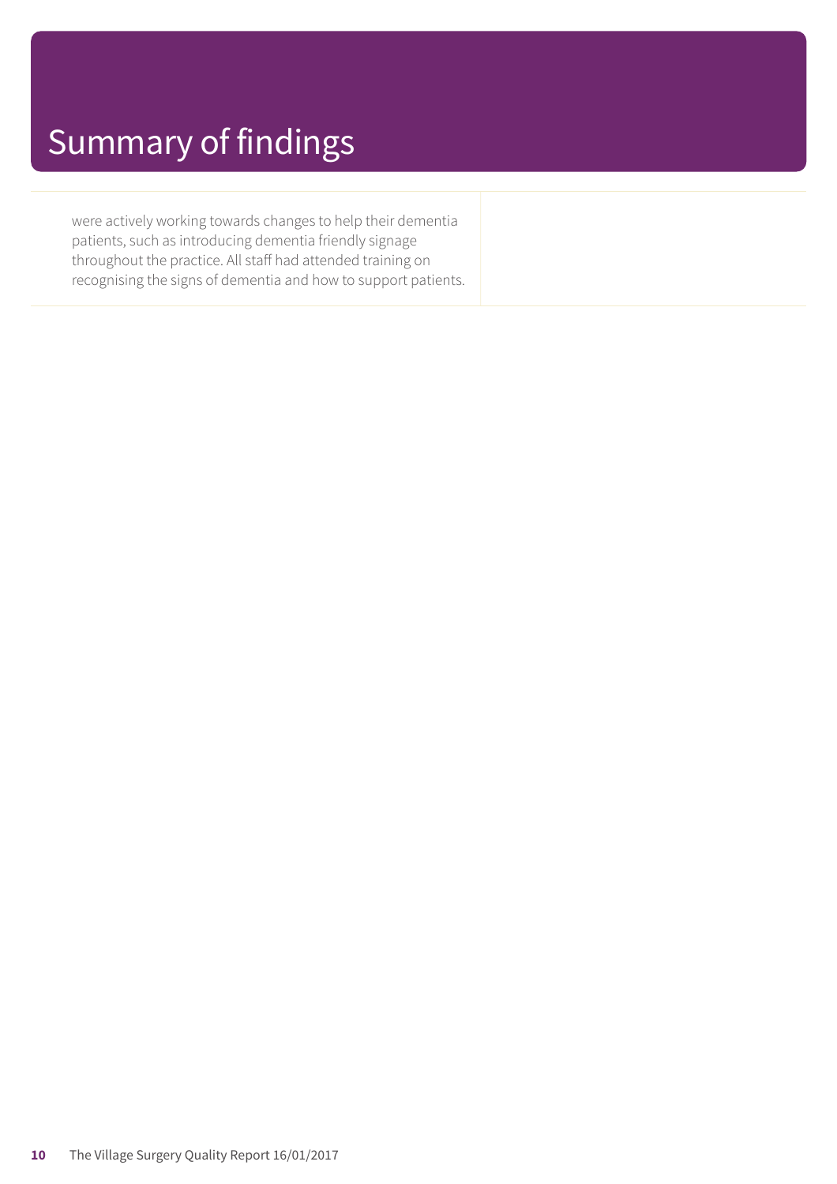# Summary of findings

were actively working towards changes to help their dementia patients, such as introducing dementia friendly signage throughout the practice. All staff had attended training on recognising the signs of dementia and how to support patients.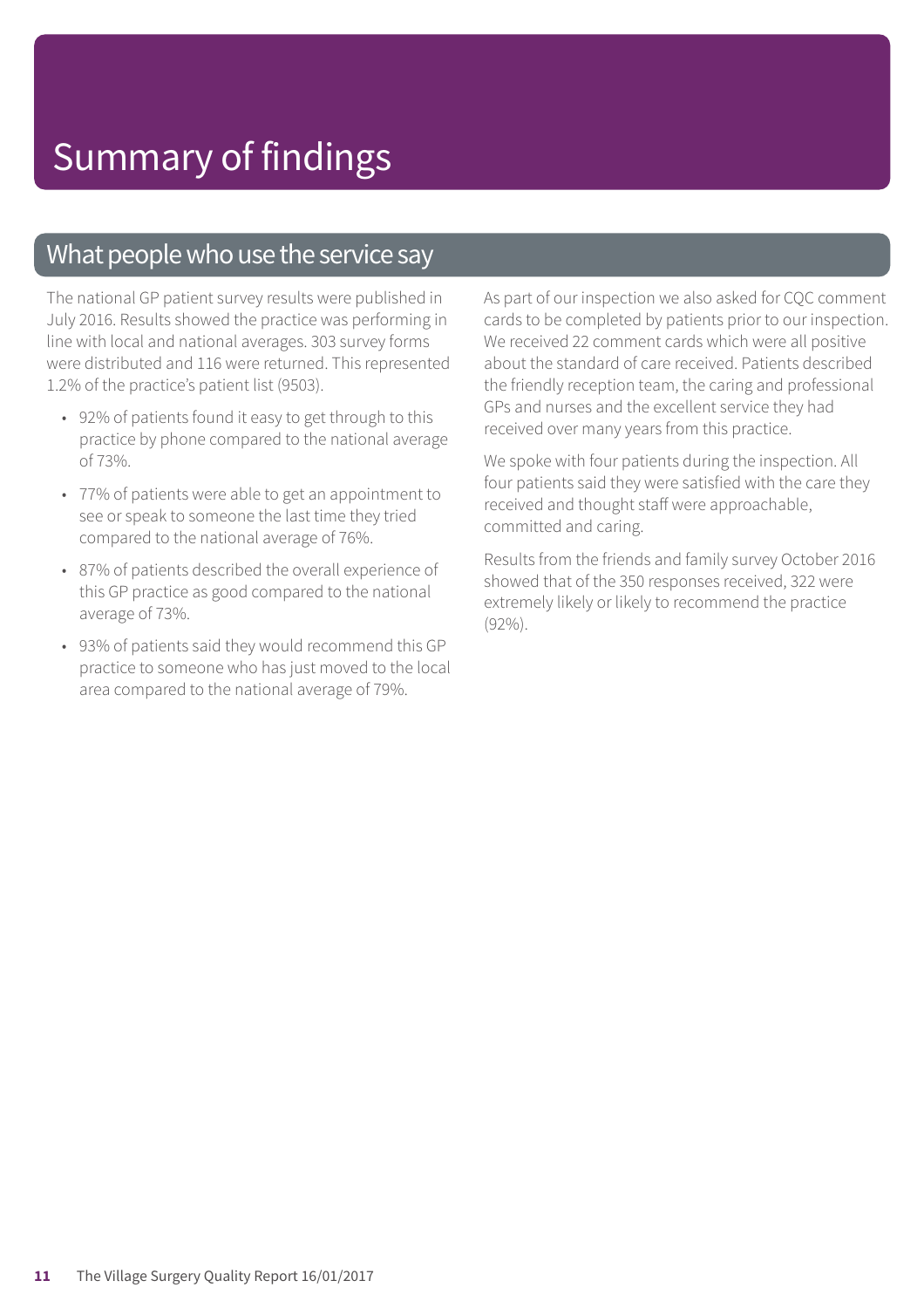# Summary of findings

## What people who use the service say

The national GP patient survey results were published in July 2016. Results showed the practice was performing in line with local and national averages. 303 survey forms were distributed and 116 were returned. This represented 1.2% of the practice's patient list (9503).

- 92% of patients found it easy to get through to this practice by phone compared to the national average of 73%.
- 77% of patients were able to get an appointment to see or speak to someone the last time they tried compared to the national average of 76%.
- 87% of patients described the overall experience of this GP practice as good compared to the national average of 73%.
- 93% of patients said they would recommend this GP practice to someone who has just moved to the local area compared to the national average of 79%.

As part of our inspection we also asked for CQC comment cards to be completed by patients prior to our inspection. We received 22 comment cards which were all positive about the standard of care received. Patients described the friendly reception team, the caring and professional GPs and nurses and the excellent service they had received over many years from this practice.

We spoke with four patients during the inspection. All four patients said they were satisfied with the care they received and thought staff were approachable, committed and caring.

Results from the friends and family survey October 2016 showed that of the 350 responses received, 322 were extremely likely or likely to recommend the practice (92%).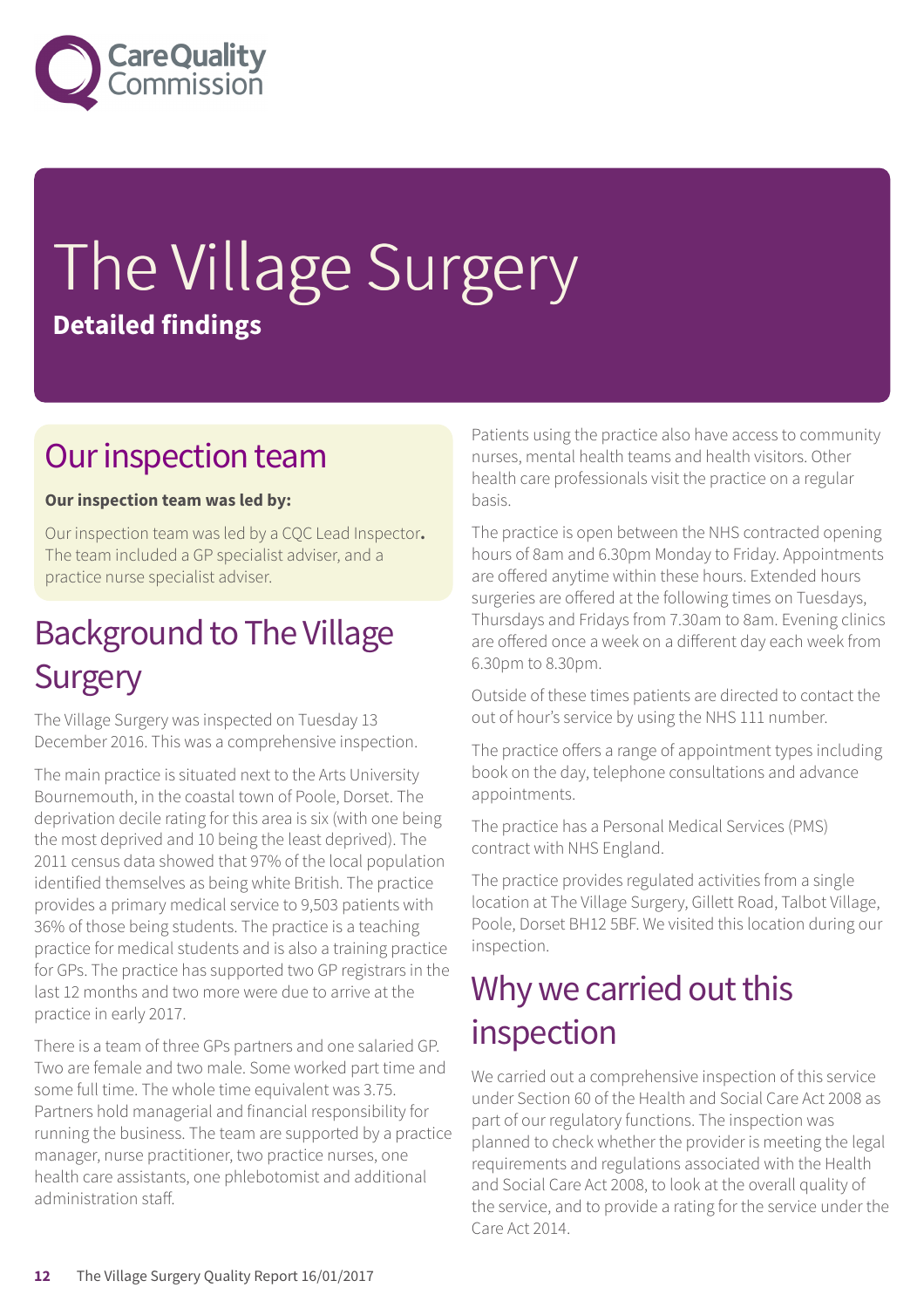# The Village Surgery

**Detailed findings**

## Our inspection team

**Our inspection team was led by:**

Our inspection team was led by a CQC Lead Inspector**.** The team included a GP specialist adviser, and a practice nurse specialist adviser.

## Background to The Village Surgery

The Village Surgery was inspected on Tuesday 13 December 2016. This was a comprehensive inspection.

The main practice is situated next to the Arts University Bournemouth, in the coastal town of Poole, Dorset. The deprivation decile rating for this area is six (with one being the most deprived and 10 being the least deprived). The 2011 census data showed that 97% of the local population identified themselves as being white British. The practice provides a primary medical service to 9,503 patients with 36% of those being students. The practice is a teaching practice for medical students and is also a training practice for GPs. The practice has supported two GP registrars in the last 12 months and two more were due to arrive at the practice in early 2017.

There is a team of three GPs partners and one salaried GP. Two are female and two male. Some worked part time and some full time. The whole time equivalent was 3.75. Partners hold managerial and financial responsibility for running the business. The team are supported by a practice manager, nurse practitioner, two practice nurses, one health care assistants, one phlebotomist and additional administration staff.

Patients using the practice also have access to community nurses, mental health teams and health visitors. Other health care professionals visit the practice on a regular basis.

The practice is open between the NHS contracted opening hours of 8am and 6.30pm Monday to Friday. Appointments are offered anytime within these hours. Extended hours surgeries are offered at the following times on Tuesdays, Thursdays and Fridays from 7.30am to 8am. Evening clinics are offered once a week on a different day each week from 6.30pm to 8.30pm.

Outside of these times patients are directed to contact the out of hour's service by using the NHS 111 number.

The practice offers a range of appointment types including book on the day, telephone consultations and advance appointments.

The practice has a Personal Medical Services (PMS) contract with NHS England.

The practice provides regulated activities from a single location at The Village Surgery, Gillett Road, Talbot Village, Poole, Dorset BH12 5BF. We visited this location during our inspection.

## Why we carried out this inspection

We carried out a comprehensive inspection of this service under Section 60 of the Health and Social Care Act 2008 as part of our regulatory functions. The inspection was planned to check whether the provider is meeting the legal requirements and regulations associated with the Health and Social Care Act 2008, to look at the overall quality of the service, and to provide a rating for the service under the Care Act 2014.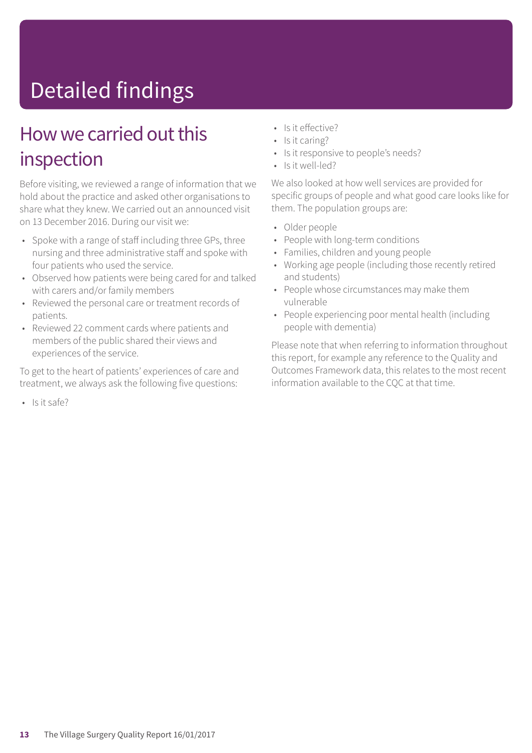# Detailed findings

## How we carried out this inspection

Before visiting, we reviewed a range of information that we hold about the practice and asked other organisations to share what they knew. We carried out an announced visit on 13 December 2016. During our visit we:

- Spoke with a range of staff including three GPs, three nursing and three administrative staff and spoke with four patients who used the service.
- Observed how patients were being cared for and talked with carers and/or family members
- Reviewed the personal care or treatment records of patients.
- Reviewed 22 comment cards where patients and members of the public shared their views and experiences of the service.

To get to the heart of patients' experiences of care and treatment, we always ask the following five questions:

- Is it safe?
- Is it effective?
- Is it caring?
- Is it responsive to people's needs?
- Is it well-led?

We also looked at how well services are provided for specific groups of people and what good care looks like for them. The population groups are:

- Older people
- People with long-term conditions
- Families, children and young people
- Working age people (including those recently retired and students)
- People whose circumstances may make them vulnerable
- People experiencing poor mental health (including people with dementia)

Please note that when referring to information throughout this report, for example any reference to the Quality and Outcomes Framework data, this relates to the most recent information available to the CQC at that time.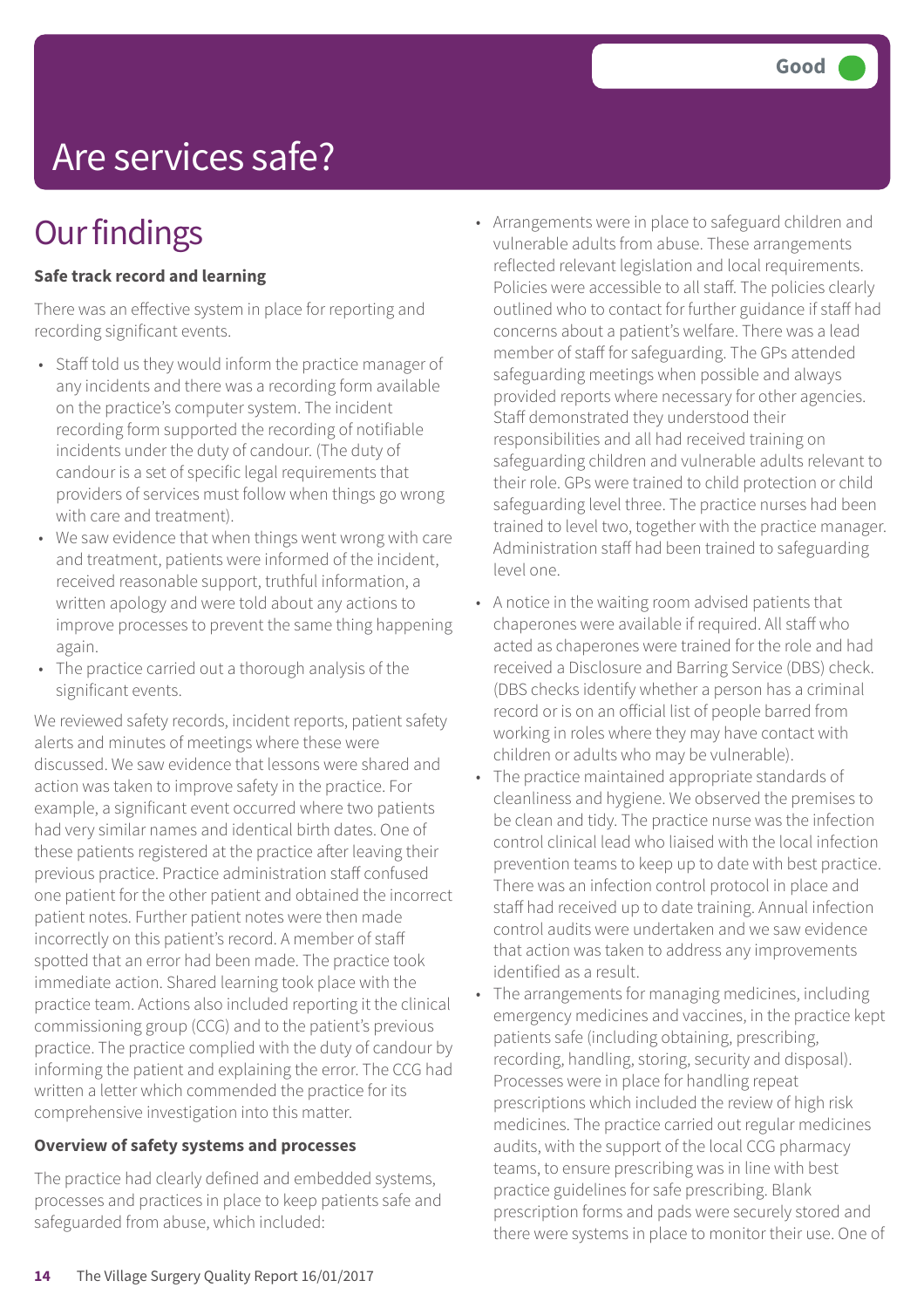# Are services safe?

Good

## Our findings

**Safe track record and learning**

There was an effective system in place for reporting and recording significant events.

- Staff told us they would inform the practice manager of any incidents and there was a recording form available on the practice's computer system. The incident recording form supported the recording of notifiable incidents under the duty of candour. (The duty of candour is a set of specific legal requirements that providers of services must follow when things go wrong with care and treatment).
- We saw evidence that when things went wrong with care and treatment, patients were informed of the incident, received reasonable support, truthful information, a written apology and were told about any actions to improve processes to prevent the same thing happening again.
- The practice carried out a thorough analysis of the significant events.

We reviewed safety records, incident reports, patient safety alerts and minutes of meetings where these were discussed. We saw evidence that lessons were shared and action was taken to improve safety in the practice. For example, a significant event occurred where two patients had very similar names and identical birth dates. One of these patients registered at the practice after leaving their previous practice. Practice administration staff confused one patient for the other patient and obtained the incorrect patient notes. Further patient notes were then made incorrectly on this patient's record. A member of staff spotted that an error had been made. The practice took immediate action. Shared learning took place with the practice team. Actions also included reporting it the clinical commissioning group (CCG) and to the patient's previous practice. The practice complied with the duty of candour by informing the patient and explaining the error. The CCG had written a letter which commended the practice for its comprehensive investigation into this matter.

**Overview of safety systems and processes**

The practice had clearly defined and embedded systems, processes and practices in place to keep patients safe and safeguarded from abuse, which included:

- Arrangements were in place to safeguard children and vulnerable adults from abuse. These arrangements reflected relevant legislation and local requirements. Policies were accessible to all staff. The policies clearly outlined who to contact for further guidance if staff had concerns about a patient's welfare. There was a lead member of staff for safeguarding. The GPs attended safeguarding meetings when possible and always provided reports where necessary for other agencies. Staff demonstrated they understood their responsibilities and all had received training on safeguarding children and vulnerable adults relevant to their role. GPs were trained to child protection or child safeguarding level three. The practice nurses had been trained to level two, together with the practice manager. Administration staff had been trained to safeguarding level one.
- A notice in the waiting room advised patients that chaperones were available if required. All staff who acted as chaperones were trained for the role and had received a Disclosure and Barring Service (DBS) check. (DBS checks identify whether a person has a criminal record or is on an official list of people barred from working in roles where they may have contact with children or adults who may be vulnerable).
- The practice maintained appropriate standards of cleanliness and hygiene. We observed the premises to be clean and tidy. The practice nurse was the infection control clinical lead who liaised with the local infection prevention teams to keep up to date with best practice. There was an infection control protocol in place and staff had received up to date training. Annual infection control audits were undertaken and we saw evidence that action was taken to address any improvements identified as a result.
- The arrangements for managing medicines, including emergency medicines and vaccines, in the practice kept patients safe (including obtaining, prescribing, recording, handling, storing, security and disposal). Processes were in place for handling repeat prescriptions which included the review of high risk medicines. The practice carried out regular medicines audits, with the support of the local CCG pharmacy teams, to ensure prescribing was in line with best practice guidelines for safe prescribing. Blank prescription forms and pads were securely stored and there were systems in place to monitor their use. One of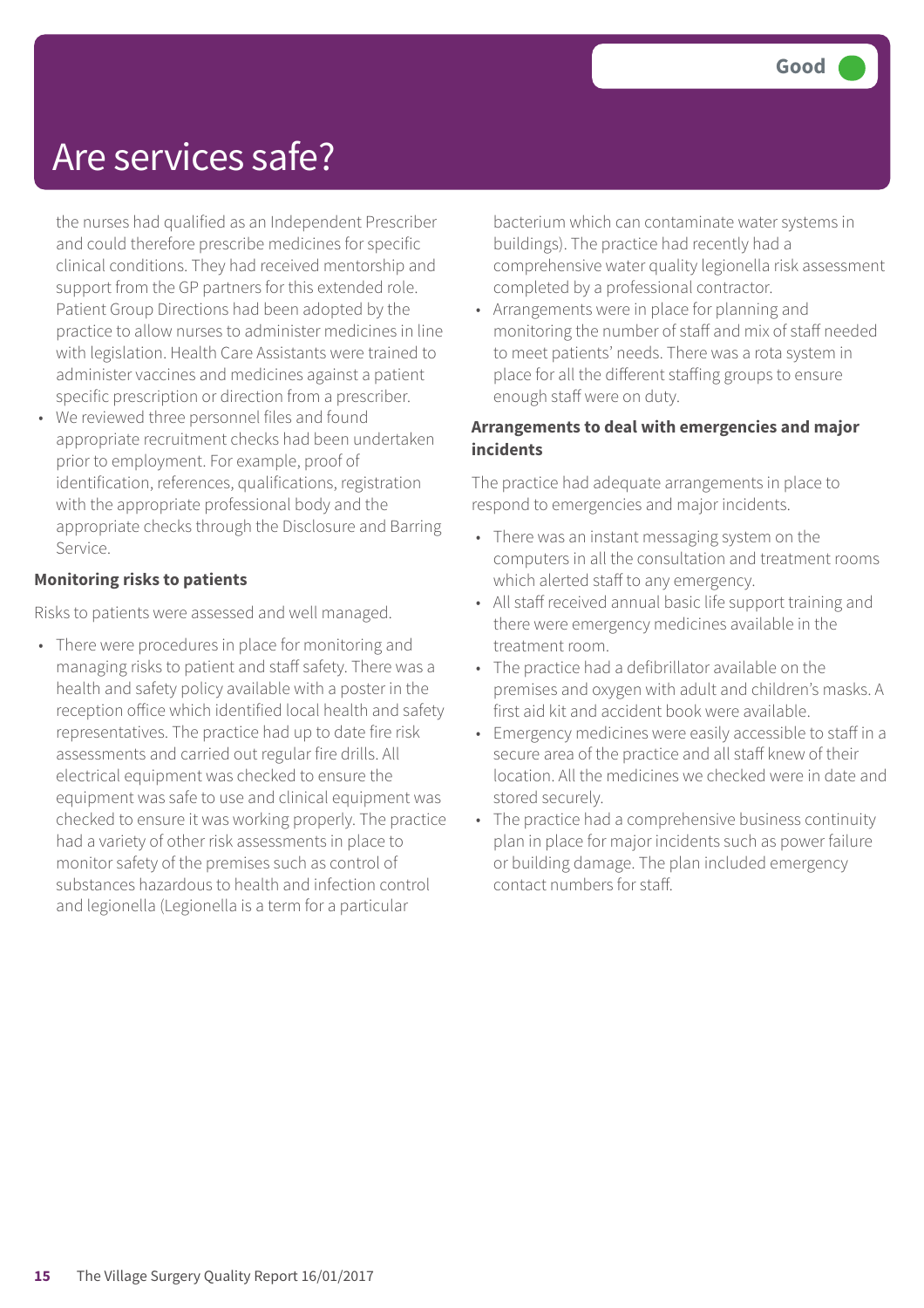# Are services safe?

Good

the nurses had qualified as an Independent Prescriber and could therefore prescribe medicines for specific clinical conditions. They had received mentorship and support from the GP partners for this extended role. Patient Group Directions had been adopted by the practice to allow nurses to administer medicines in line with legislation. Health Care Assistants were trained to administer vaccines and medicines against a patient specific prescription or direction from a prescriber.

- We reviewed three personnel files and found appropriate recruitment checks had been undertaken prior to employment. For example, proof of identification, references, qualifications, registration with the appropriate professional body and the appropriate checks through the Disclosure and Barring Service.

**Monitoring risks to patients**

Risks to patients were assessed and well managed.

- There were procedures in place for monitoring and managing risks to patient and staff safety. There was a health and safety policy available with a poster in the reception office which identified local health and safety representatives. The practice had up to date fire risk assessments and carried out regular fire drills. All electrical equipment was checked to ensure the equipment was safe to use and clinical equipment was checked to ensure it was working properly. The practice had a variety of other risk assessments in place to monitor safety of the premises such as control of substances hazardous to health and infection control and legionella (Legionella is a term for a particular bacterium which can contaminate water systems in buildings). The practice had recently had a comprehensive water quality legionella risk assessment completed by a professional contractor.
- Arrangements were in place for planning and monitoring the number of staff and mix of staff needed to meet patients' needs. There was a rota system in place for all the different staffing groups to ensure enough staff were on duty.

**Arrangements to deal with emergencies and major incidents**

The practice had adequate arrangements in place to respond to emergencies and major incidents.

- There was an instant messaging system on the computers in all the consultation and treatment rooms which alerted staff to any emergency.
- All staff received annual basic life support training and there were emergency medicines available in the treatment room.
- The practice had a defibrillator available on the premises and oxygen with adult and children's masks. A first aid kit and accident book were available.
- Emergency medicines were easily accessible to staff in a secure area of the practice and all staff knew of their location. All the medicines we checked were in date and stored securely.
- The practice had a comprehensive business continuity plan in place for major incidents such as power failure or building damage. The plan included emergency contact numbers for staff.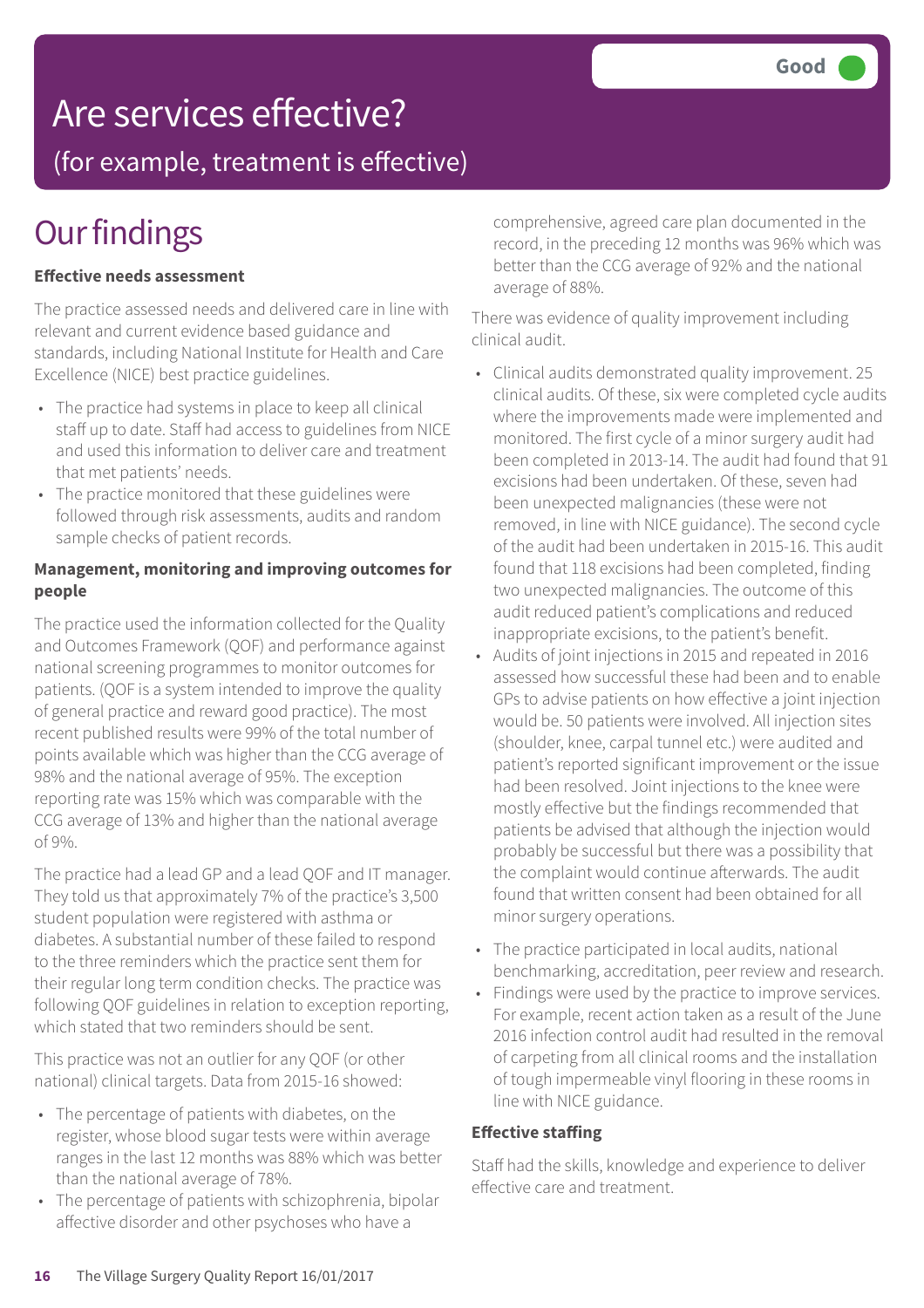# Are services effective?

## (for example, treatment is effective)

**Good**

# Our findings

### Effective needs assessment

The practice assessed needs and delivered care in line with relevant and current evidence based guidance and standards, including National Institute for Health and Care Excellence (NICE) best practice guidelines.

- The practice had systems in place to keep all clinical staff up to date. Staff had access to guidelines from NICE and used this information to deliver care and treatment that met patients' needs.
- The practice monitored that these guidelines were followed through risk assessments, audits and random sample checks of patient records.

### Management, monitoring and improving outcomes for people

The practice used the information collected for the Quality and Outcomes Framework (QOF) and performance against national screening programmes to monitor outcomes for patients. (QOF is a system intended to improve the quality of general practice and reward good practice). The most recent published results were 99% of the total number of points available which was higher than the CCG average of 98% and the national average of 95%. The exception reporting rate was 15% which was comparable with the CCG average of 13% and higher than the national average of 9%.

The practice had a lead GP and a lead QOF and IT manager. They told us that approximately 7% of the practice's 3,500 student population were registered with asthma or diabetes. A substantial number of these failed to respond to the three reminders which the practice sent them for their regular long term condition checks. The practice was following QOF guidelines in relation to exception reporting, which stated that two reminders should be sent.

This practice was not an outlier for any QOF (or other national) clinical targets. Data from 2015-16 showed:

- The percentage of patients with diabetes, on the register, whose blood sugar tests were within average ranges in the last 12 months was 88% which was better than the national average of 78%.
- The percentage of patients with schizophrenia, bipolar affective disorder and other psychoses who have a comprehensive, agreed care plan documented in the record, in the preceding 12 months was 96% which was better than the CCG average of 92% and the national average of 88%.

There was evidence of quality improvement including clinical audit.

- Clinical audits demonstrated quality improvement. 25 clinical audits. Of these, six were completed cycle audits where the improvements made were implemented and monitored. The first cycle of a minor surgery audit had been completed in 2013-14. The audit had found that 91 excisions had been undertaken. Of these, seven had been unexpected malignancies (these were not removed, in line with NICE guidance). The second cycle of the audit had been undertaken in 2015-16. This audit found that 118 excisions had been completed, finding two unexpected malignancies. The outcome of this audit reduced patient's complications and reduced inappropriate excisions, to the patient's benefit.
- Audits of joint injections in 2015 and repeated in 2016 assessed how successful these had been and to enable GPs to advise patients on how effective a joint injection would be. 50 patients were involved. All injection sites (shoulder, knee, carpal tunnel etc.) were audited and patient's reported significant improvement or the issue had been resolved. Joint injections to the knee were mostly effective but the findings recommended that patients be advised that although the injection would probably be successful but there was a possibility that the complaint would continue afterwards. The audit found that written consent had been obtained for all minor surgery operations.
- The practice participated in local audits, national benchmarking, accreditation, peer review and research.
- Findings were used by the practice to improve services. For example, recent action taken as a result of the June 2016 infection control audit had resulted in the removal of carpeting from all clinical rooms and the installation of tough impermeable vinyl flooring in these rooms in line with NICE guidance.

### Effective staffing

Staff had the skills, knowledge and experience to deliver effective care and treatment.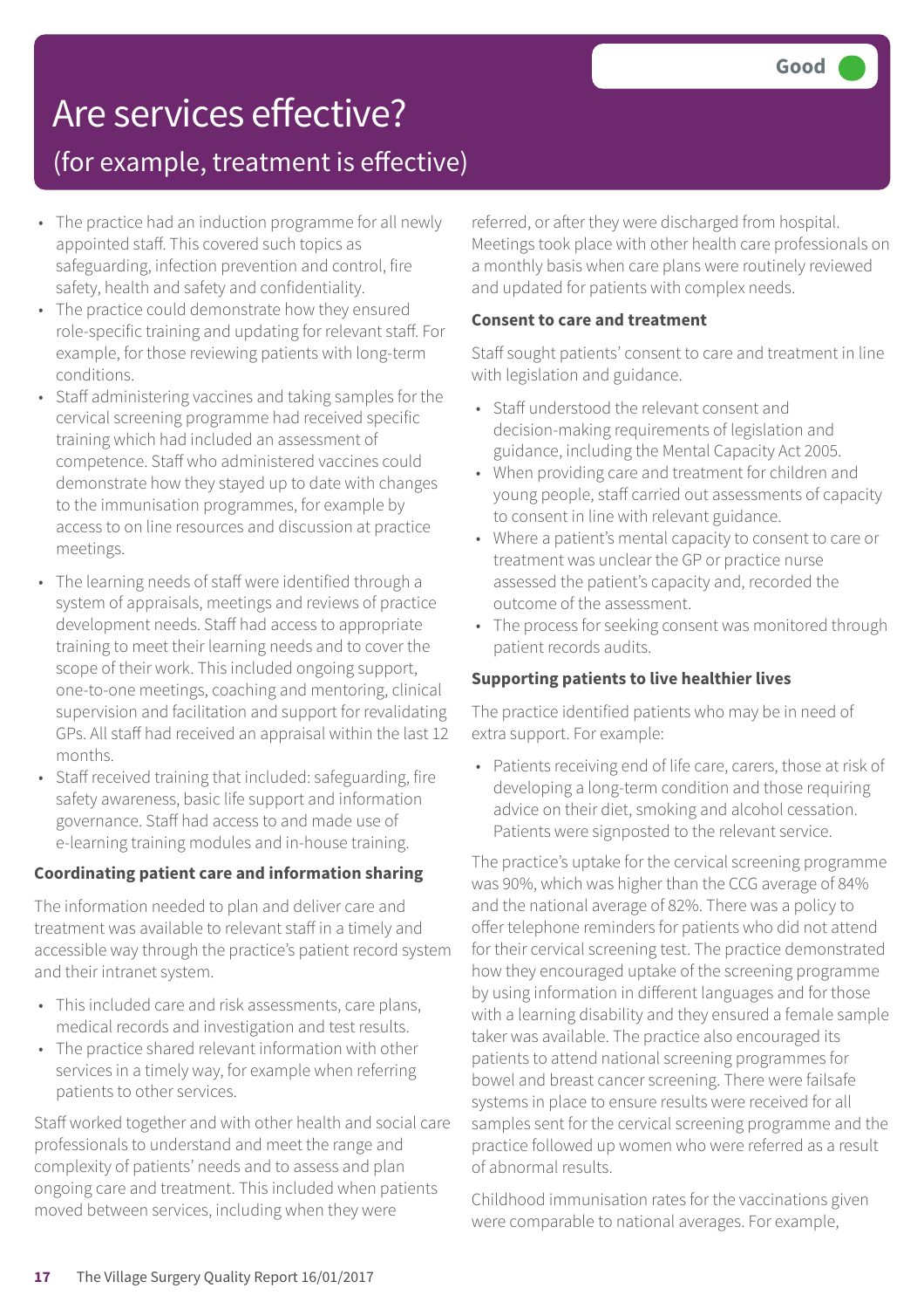# Are services effective?

## (for example, treatment is effective)

**Good**

- The practice had an induction programme for all newly appointed staff. This covered such topics as safeguarding, infection prevention and control, fire safety, health and safety and confidentiality.
- The practice could demonstrate how they ensured role-specific training and updating for relevant staff. For example, for those reviewing patients with long-term conditions.
- Staff administering vaccines and taking samples for the cervical screening programme had received specific training which had included an assessment of competence. Staff who administered vaccines could demonstrate how they stayed up to date with changes to the immunisation programmes, for example by access to on line resources and discussion at practice meetings.
- The learning needs of staff were identified through a system of appraisals, meetings and reviews of practice development needs. Staff had access to appropriate training to meet their learning needs and to cover the scope of their work. This included ongoing support, one-to-one meetings, coaching and mentoring, clinical supervision and facilitation and support for revalidating GPs. All staff had received an appraisal within the last 12 months.
- Staff received training that included: safeguarding, fire safety awareness, basic life support and information governance. Staff had access to and made use of e-learning training modules and in-house training.

**Coordinating patient care and information sharing**

The information needed to plan and deliver care and treatment was available to relevant staff in a timely and accessible way through the practice's patient record system and their intranet system.

- This included care and risk assessments, care plans, medical records and investigation and test results.
- The practice shared relevant information with other services in a timely way, for example when referring patients to other services.

Staff worked together and with other health and social care professionals to understand and meet the range and complexity of patients' needs and to assess and plan ongoing care and treatment. This included when patients moved between services, including when they were referred, or after they were discharged from hospital. Meetings took place with other health care professionals on a monthly basis when care plans were routinely reviewed and updated for patients with complex needs.

**Consent to care and treatment**

Staff sought patients' consent to care and treatment in line with legislation and guidance.

- Staff understood the relevant consent and decision-making requirements of legislation and guidance, including the Mental Capacity Act 2005.
- When providing care and treatment for children and young people, staff carried out assessments of capacity to consent in line with relevant guidance.
- Where a patient's mental capacity to consent to care or treatment was unclear the GP or practice nurse assessed the patient's capacity and, recorded the outcome of the assessment.
- The process for seeking consent was monitored through patient records audits.

**Supporting patients to live healthier lives**

The practice identified patients who may be in need of extra support. For example:

- Patients receiving end of life care, carers, those at risk of developing a long-term condition and those requiring advice on their diet, smoking and alcohol cessation. Patients were signposted to the relevant service.

The practice's uptake for the cervical screening programme was 90%, which was higher than the CCG average of 84% and the national average of 82%. There was a policy to offer telephone reminders for patients who did not attend for their cervical screening test. The practice demonstrated how they encouraged uptake of the screening programme by using information in different languages and for those with a learning disability and they ensured a female sample taker was available. The practice also encouraged its patients to attend national screening programmes for bowel and breast cancer screening. There were failsafe systems in place to ensure results were received for all samples sent for the cervical screening programme and the practice followed up women who were referred as a result of abnormal results.

Childhood immunisation rates for the vaccinations given were comparable to national averages. For example,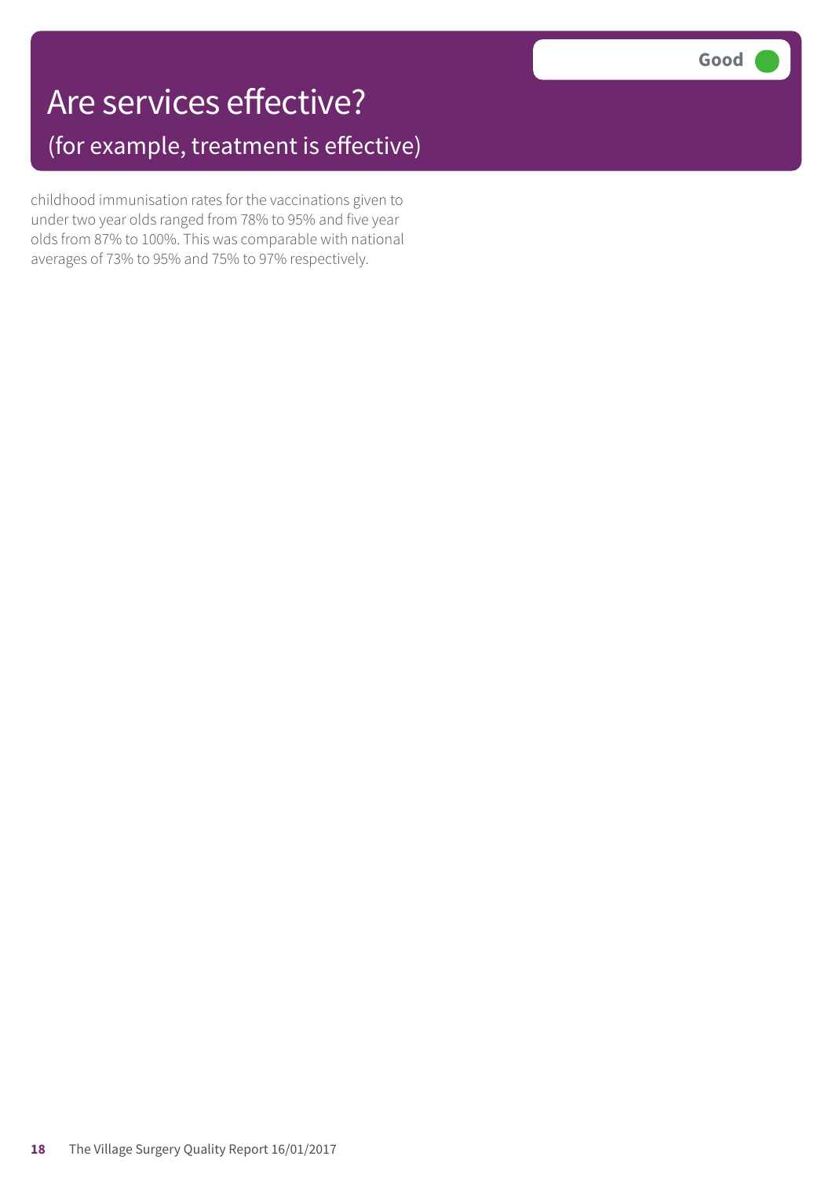# Are services effective?

## (for example, treatment is effective)

**Good**

childhood immunisation rates for the vaccinations given to under two year olds ranged from 78% to 95% and five year olds from 87% to 100%. This was comparable with national averages of 73% to 95% and 75% to 97% respectively.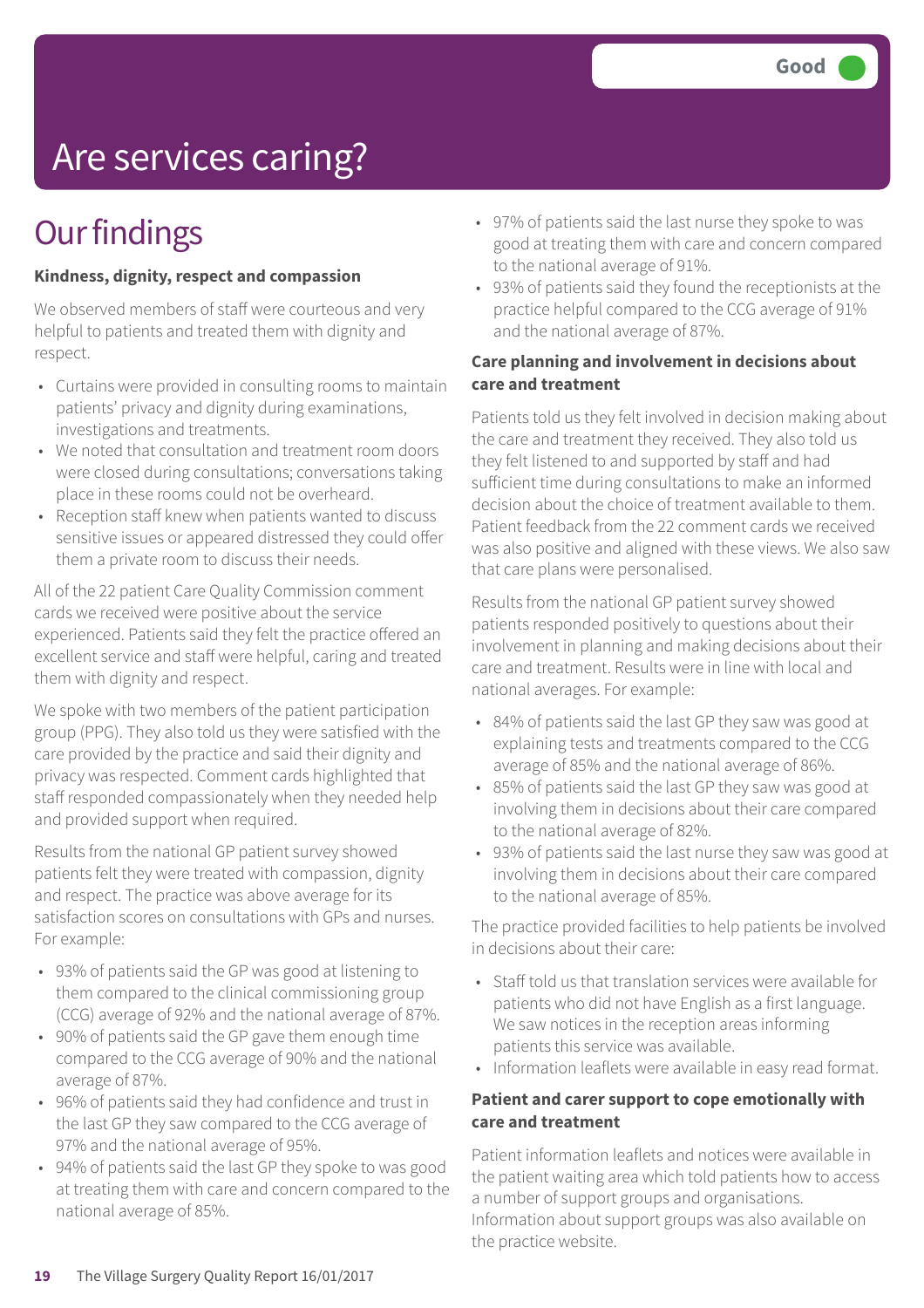# Are services caring?

Good

## Our findings

**Kindness, dignity, respect and compassion**

We observed members of staff were courteous and very helpful to patients and treated them with dignity and respect.

- Curtains were provided in consulting rooms to maintain patients' privacy and dignity during examinations, investigations and treatments.
- We noted that consultation and treatment room doors were closed during consultations; conversations taking place in these rooms could not be overheard.
- Reception staff knew when patients wanted to discuss sensitive issues or appeared distressed they could offer them a private room to discuss their needs.

All of the 22 patient Care Quality Commission comment cards we received were positive about the service experienced. Patients said they felt the practice offered an excellent service and staff were helpful, caring and treated them with dignity and respect.

We spoke with two members of the patient participation group (PPG). They also told us they were satisfied with the care provided by the practice and said their dignity and privacy was respected. Comment cards highlighted that staff responded compassionately when they needed help and provided support when required.

Results from the national GP patient survey showed patients felt they were treated with compassion, dignity and respect. The practice was above average for its satisfaction scores on consultations with GPs and nurses. For example:

- 93% of patients said the GP was good at listening to them compared to the clinical commissioning group (CCG) average of 92% and the national average of 87%.
- 90% of patients said the GP gave them enough time compared to the CCG average of 90% and the national average of 87%.
- 96% of patients said they had confidence and trust in the last GP they saw compared to the CCG average of 97% and the national average of 95%.
- 94% of patients said the last GP they spoke to was good at treating them with care and concern compared to the national average of 85%.
- 97% of patients said the last nurse they spoke to was good at treating them with care and concern compared to the national average of 91%.
- 93% of patients said they found the receptionists at the practice helpful compared to the CCG average of 91% and the national average of 87%.

**Care planning and involvement in decisions about care and treatment**

Patients told us they felt involved in decision making about the care and treatment they received. They also told us they felt listened to and supported by staff and had sufficient time during consultations to make an informed decision about the choice of treatment available to them. Patient feedback from the 22 comment cards we received was also positive and aligned with these views. We also saw that care plans were personalised.

Results from the national GP patient survey showed patients responded positively to questions about their involvement in planning and making decisions about their care and treatment. Results were in line with local and national averages. For example:

- 84% of patients said the last GP they saw was good at explaining tests and treatments compared to the CCG average of 85% and the national average of 86%.
- 85% of patients said the last GP they saw was good at involving them in decisions about their care compared to the national average of 82%.
- 93% of patients said the last nurse they saw was good at involving them in decisions about their care compared to the national average of 85%.

The practice provided facilities to help patients be involved in decisions about their care:

- Staff told us that translation services were available for patients who did not have English as a first language. We saw notices in the reception areas informing patients this service was available.
- Information leaflets were available in easy read format.

**Patient and carer support to cope emotionally with care and treatment**

Patient information leaflets and notices were available in the patient waiting area which told patients how to access a number of support groups and organisations. Information about support groups was also available on the practice website.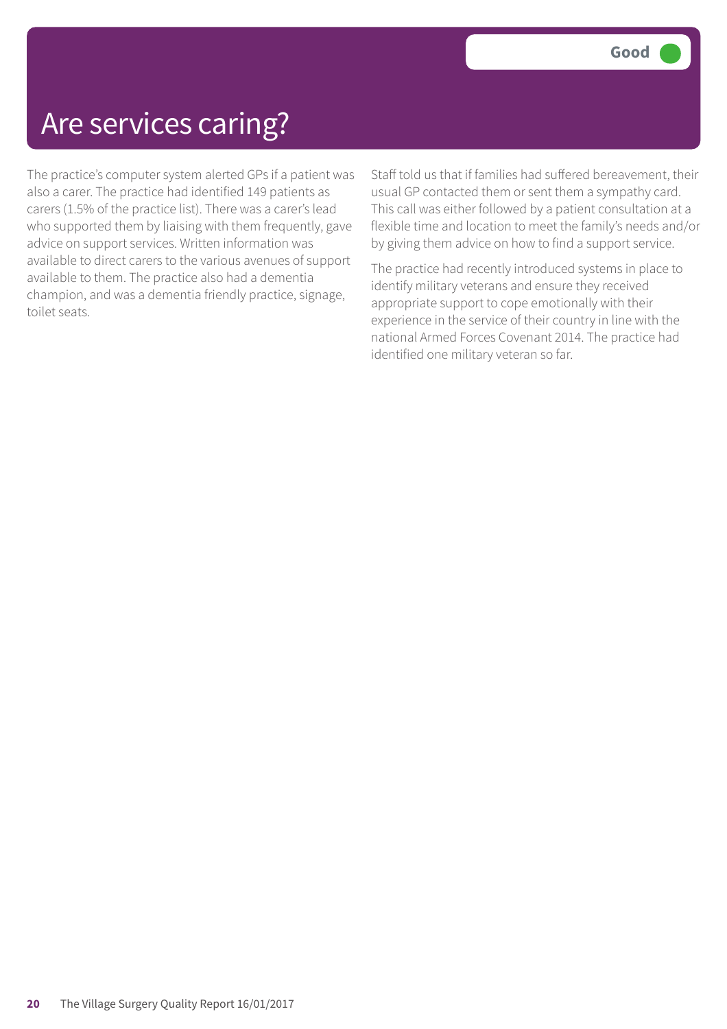# Are services caring?

**Good**

The practice's computer system alerted GPs if a patient was also a carer. The practice had identified 149 patients as carers (1.5% of the practice list). There was a carer's lead who supported them by liaising with them frequently, gave advice on support services. Written information was available to direct carers to the various avenues of support available to them. The practice also had a dementia champion, and was a dementia friendly practice, signage, toilet seats.

Staff told us that if families had suffered bereavement, their usual GP contacted them or sent them a sympathy card. This call was either followed by a patient consultation at a flexible time and location to meet the family's needs and/or by giving them advice on how to find a support service.

The practice had recently introduced systems in place to identify military veterans and ensure they received appropriate support to cope emotionally with their experience in the service of their country in line with the national Armed Forces Covenant 2014. The practice had identified one military veteran so far.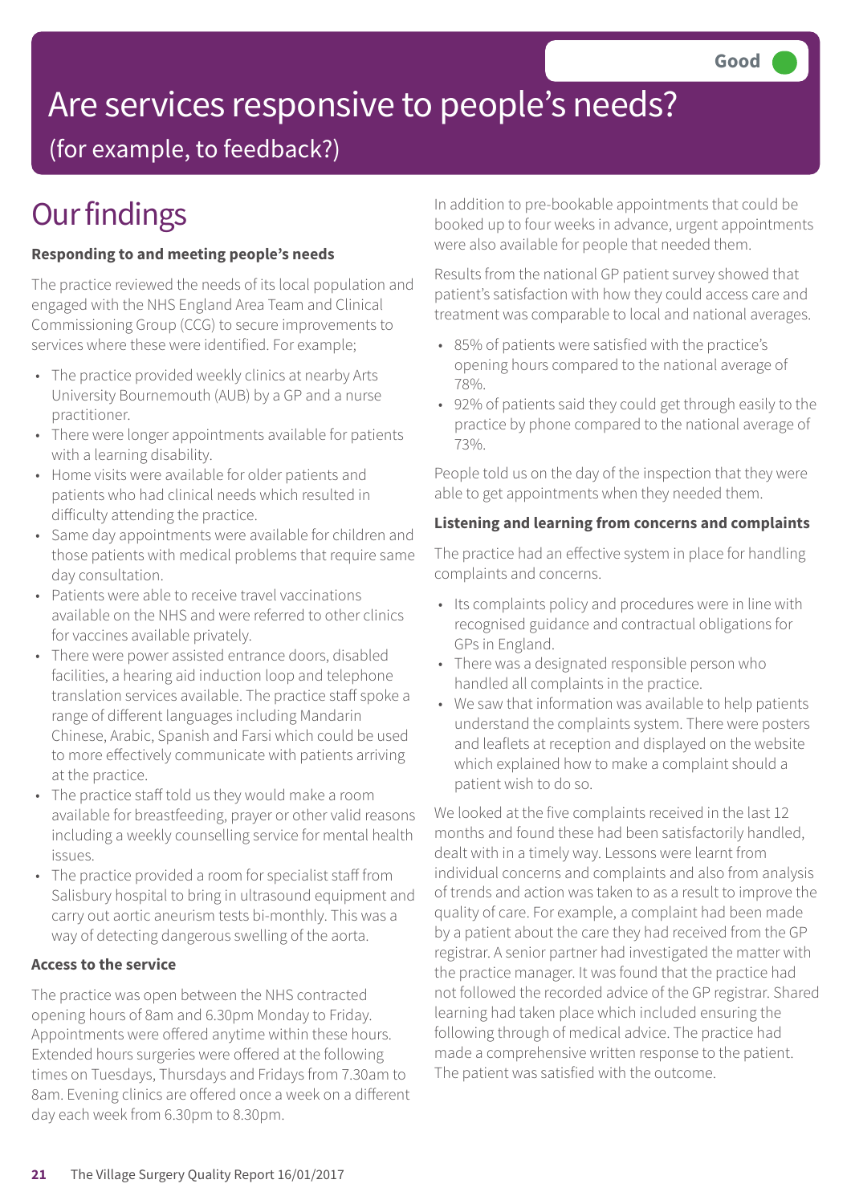Good

# Are services responsive to people's needs?

(for example, to feedback?)

## Our findings

**Responding to and meeting people's needs**

The practice reviewed the needs of its local population and engaged with the NHS England Area Team and Clinical Commissioning Group (CCG) to secure improvements to services where these were identified. For example;

- The practice provided weekly clinics at nearby Arts University Bournemouth (AUB) by a GP and a nurse practitioner.
- There were longer appointments available for patients with a learning disability.
- Home visits were available for older patients and patients who had clinical needs which resulted in difficulty attending the practice.
- Same day appointments were available for children and those patients with medical problems that require same day consultation.
- Patients were able to receive travel vaccinations available on the NHS and were referred to other clinics for vaccines available privately.
- There were power assisted entrance doors, disabled facilities, a hearing aid induction loop and telephone translation services available. The practice staff spoke a range of different languages including Mandarin Chinese, Arabic, Spanish and Farsi which could be used to more effectively communicate with patients arriving at the practice.
- The practice staff told us they would make a room available for breastfeeding, prayer or other valid reasons including a weekly counselling service for mental health issues.
- The practice provided a room for specialist staff from Salisbury hospital to bring in ultrasound equipment and carry out aortic aneurism tests bi-monthly. This was a way of detecting dangerous swelling of the aorta.

**Access to the service**

The practice was open between the NHS contracted opening hours of 8am and 6.30pm Monday to Friday. Appointments were offered anytime within these hours. Extended hours surgeries were offered at the following times on Tuesdays, Thursdays and Fridays from 7.30am to 8am. Evening clinics are offered once a week on a different day each week from 6.30pm to 8.30pm.

In addition to pre-bookable appointments that could be booked up to four weeks in advance, urgent appointments were also available for people that needed them.

Results from the national GP patient survey showed that patient's satisfaction with how they could access care and treatment was comparable to local and national averages.

- 85% of patients were satisfied with the practice's opening hours compared to the national average of 78%.
- 92% of patients said they could get through easily to the practice by phone compared to the national average of 73%.

People told us on the day of the inspection that they were able to get appointments when they needed them.

**Listening and learning from concerns and complaints**

The practice had an effective system in place for handling complaints and concerns.

- Its complaints policy and procedures were in line with recognised guidance and contractual obligations for GPs in England.
- There was a designated responsible person who handled all complaints in the practice.
- We saw that information was available to help patients understand the complaints system. There were posters and leaflets at reception and displayed on the website which explained how to make a complaint should a patient wish to do so.

We looked at the five complaints received in the last 12 months and found these had been satisfactorily handled, dealt with in a timely way. Lessons were learnt from individual concerns and complaints and also from analysis of trends and action was taken to as a result to improve the quality of care. For example, a complaint had been made by a patient about the care they had received from the GP registrar. A senior partner had investigated the matter with the practice manager. It was found that the practice had not followed the recorded advice of the GP registrar. Shared learning had taken place which included ensuring the following through of medical advice. The practice had made a comprehensive written response to the patient. The patient was satisfied with the outcome.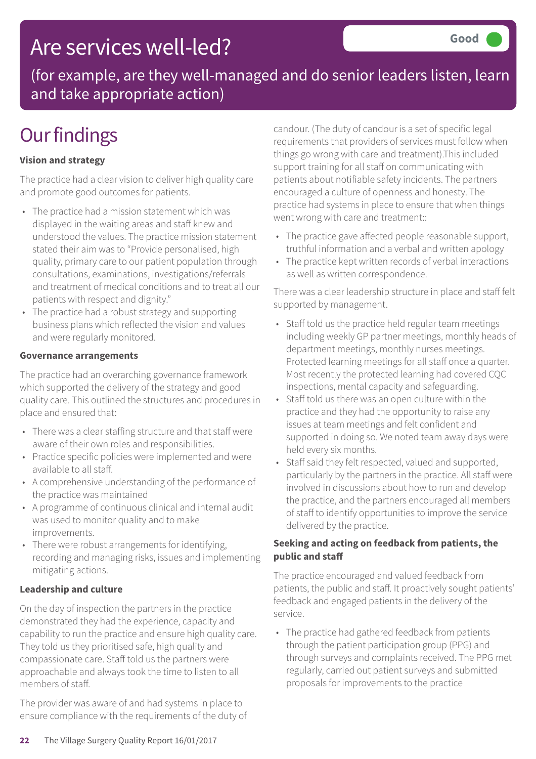# Are services well-led?

Good

(for example, are they well-managed and do senior leaders listen, learn and take appropriate action)

## Our findings

**Vision and strategy**

The practice had a clear vision to deliver high quality care and promote good outcomes for patients.

- The practice had a mission statement which was displayed in the waiting areas and staff knew and understood the values. The practice mission statement stated their aim was to "Provide personalised, high quality, primary care to our patient population through consultations, examinations, investigations/referrals and treatment of medical conditions and to treat all our patients with respect and dignity."
- The practice had a robust strategy and supporting business plans which reflected the vision and values and were regularly monitored.

**Governance arrangements**

The practice had an overarching governance framework which supported the delivery of the strategy and good quality care. This outlined the structures and procedures in place and ensured that:

- There was a clear staffing structure and that staff were aware of their own roles and responsibilities.
- Practice specific policies were implemented and were available to all staff.
- A comprehensive understanding of the performance of the practice was maintained
- A programme of continuous clinical and internal audit was used to monitor quality and to make improvements.
- There were robust arrangements for identifying, recording and managing risks, issues and implementing mitigating actions.

**Leadership and culture**

On the day of inspection the partners in the practice demonstrated they had the experience, capacity and capability to run the practice and ensure high quality care. They told us they prioritised safe, high quality and compassionate care. Staff told us the partners were approachable and always took the time to listen to all members of staff.

The provider was aware of and had systems in place to ensure compliance with the requirements of the duty of candour. (The duty of candour is a set of specific legal requirements that providers of services must follow when things go wrong with care and treatment).This included support training for all staff on communicating with patients about notifiable safety incidents. The partners encouraged a culture of openness and honesty. The practice had systems in place to ensure that when things went wrong with care and treatment::

- The practice gave affected people reasonable support, truthful information and a verbal and written apology
- The practice kept written records of verbal interactions as well as written correspondence.

There was a clear leadership structure in place and staff felt supported by management.

- Staff told us the practice held regular team meetings including weekly GP partner meetings, monthly heads of department meetings, monthly nurses meetings. Protected learning meetings for all staff once a quarter. Most recently the protected learning had covered CQC inspections, mental capacity and safeguarding.
- Staff told us there was an open culture within the practice and they had the opportunity to raise any issues at team meetings and felt confident and supported in doing so. We noted team away days were held every six months.
- Staff said they felt respected, valued and supported, particularly by the partners in the practice. All staff were involved in discussions about how to run and develop the practice, and the partners encouraged all members of staff to identify opportunities to improve the service delivered by the practice.

**Seeking and acting on feedback from patients, the public and staff**

The practice encouraged and valued feedback from patients, the public and staff. It proactively sought patients' feedback and engaged patients in the delivery of the service.

- The practice had gathered feedback from patients through the patient participation group (PPG) and through surveys and complaints received. The PPG met regularly, carried out patient surveys and submitted proposals for improvements to the practice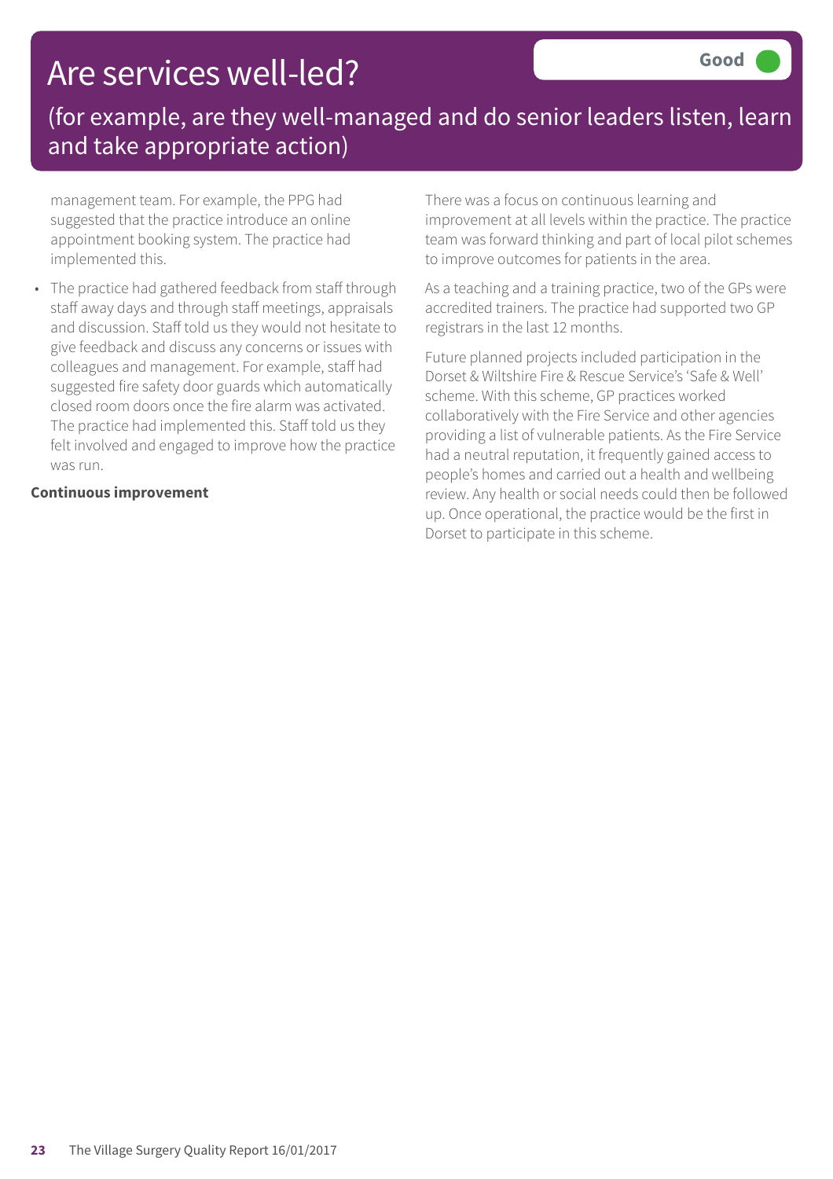# Are services well-led?

Good

(for example, are they well-managed and do senior leaders listen, learn and take appropriate action)

management team. For example, the PPG had suggested that the practice introduce an online appointment booking system. The practice had implemented this.

- The practice had gathered feedback from staff through staff away days and through staff meetings, appraisals and discussion. Staff told us they would not hesitate to give feedback and discuss any concerns or issues with colleagues and management. For example, staff had suggested fire safety door guards which automatically closed room doors once the fire alarm was activated. The practice had implemented this. Staff told us they felt involved and engaged to improve how the practice was run.

**Continuous improvement**

There was a focus on continuous learning and improvement at all levels within the practice. The practice team was forward thinking and part of local pilot schemes to improve outcomes for patients in the area.

As a teaching and a training practice, two of the GPs were accredited trainers. The practice had supported two GP registrars in the last 12 months.

Future planned projects included participation in the Dorset & Wiltshire Fire & Rescue Service's 'Safe & Well' scheme. With this scheme, GP practices worked collaboratively with the Fire Service and other agencies providing a list of vulnerable patients. As the Fire Service had a neutral reputation, it frequently gained access to people's homes and carried out a health and wellbeing review. Any health or social needs could then be followed up. Once operational, the practice would be the first in Dorset to participate in this scheme.